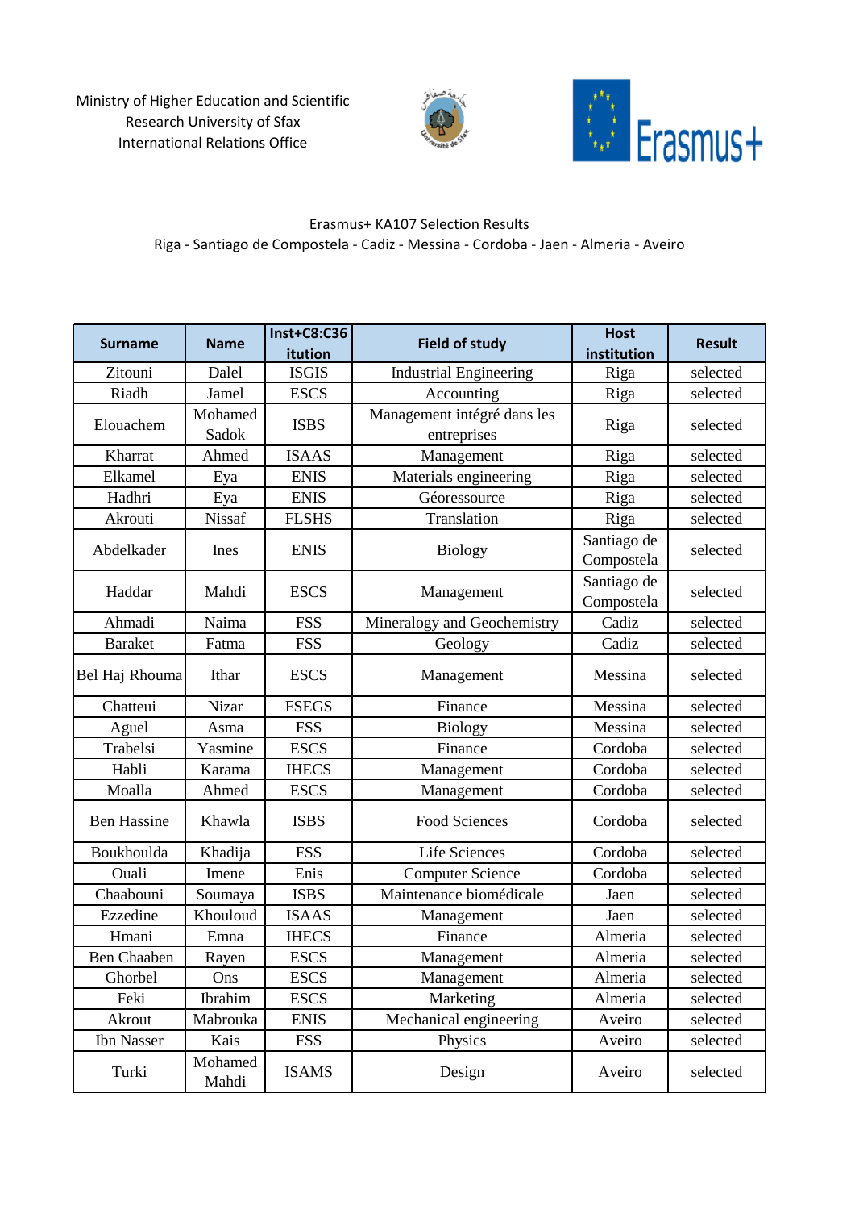Ministry of Higher Education and Scientific Research University of Sfax
International Relations Office

Erasmus+ KA107 Selection Results
Riga - Santiago de Compostela - Cadiz - Messina - Cordoba - Jaen - Almeria - Aveiro

| Surname | Name | Inst+C8:C36 itution | Field of study | Host institution | Result |
|---|---|---|---|---|---|
| Zitouni | Dalel | ISGIS | Industrial Engineering | Riga | selected |
| Riadh | Jamel | ESCS | Accounting | Riga | selected |
| Elouachem | Mohamed Sadok | ISBS | Management intégré dans les entreprises | Riga | selected |
| Kharrat | Ahmed | ISAAS | Management | Riga | selected |
| Elkamel | Eya | ENIS | Materials engineering | Riga | selected |
| Hadhri | Eya | ENIS | Géoressource | Riga | selected |
| Akrouti | Nissaf | FLSHS | Translation | Riga | selected |
| Abdelkader | Ines | ENIS | Biology | Santiago de Compostela | selected |
| Haddar | Mahdi | ESCS | Management | Santiago de Compostela | selected |
| Ahmadi | Naima | FSS | Mineralogy and Geochemistry | Cadiz | selected |
| Baraket | Fatma | FSS | Geology | Cadiz | selected |
| Bel Haj Rhouma | Ithar | ESCS | Management | Messina | selected |
| Chatteui | Nizar | FSEGS | Finance | Messina | selected |
| Aguel | Asma | FSS | Biology | Messina | selected |
| Trabelsi | Yasmine | ESCS | Finance | Cordoba | selected |
| Habli | Karama | IHECS | Management | Cordoba | selected |
| Moalla | Ahmed | ESCS | Management | Cordoba | selected |
| Ben Hassine | Khawla | ISBS | Food Sciences | Cordoba | selected |
| Boukhoulda | Khadija | FSS | Life Sciences | Cordoba | selected |
| Ouali | Imene | Enis | Computer Science | Cordoba | selected |
| Chaabouni | Soumaya | ISBS | Maintenance biomédicale | Jaen | selected |
| Ezzedine | Khouloud | ISAAS | Management | Jaen | selected |
| Hmani | Emna | IHECS | Finance | Almeria | selected |
| Ben Chaaben | Rayen | ESCS | Management | Almeria | selected |
| Ghorbel | Ons | ESCS | Management | Almeria | selected |
| Feki | Ibrahim | ESCS | Marketing | Almeria | selected |
| Akrout | Mabrouka | ENIS | Mechanical engineering | Aveiro | selected |
| Ibn Nasser | Kais | FSS | Physics | Aveiro | selected |
| Turki | Mohamed Mahdi | ISAMS | Design | Aveiro | selected |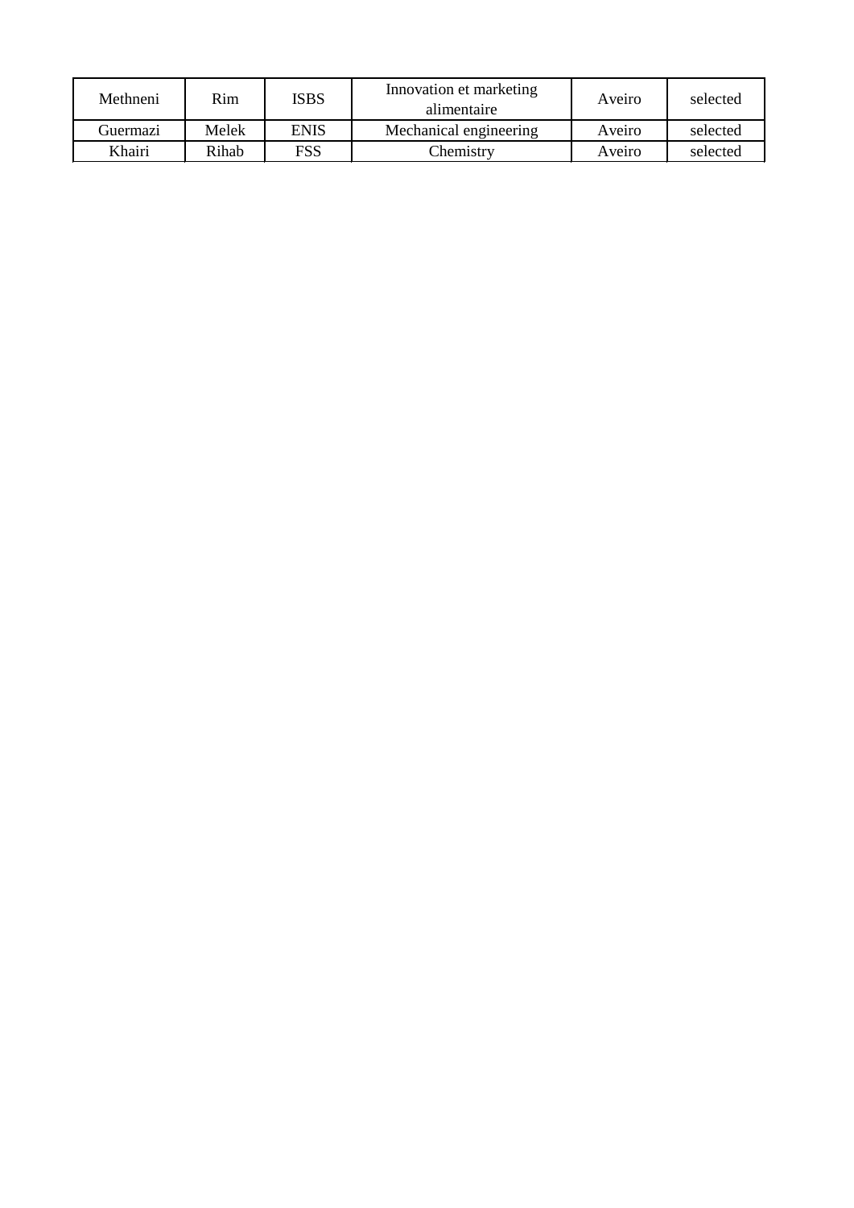| | | | | | |
|---|---|---|---|---|---|
| Methneni | Rim | ISBS | Innovation et marketing alimentaire | Aveiro | selected |
| Guermazi | Melek | ENIS | Mechanical engineering | Aveiro | selected |
| Khairi | Rihab | FSS | Chemistry | Aveiro | selected |